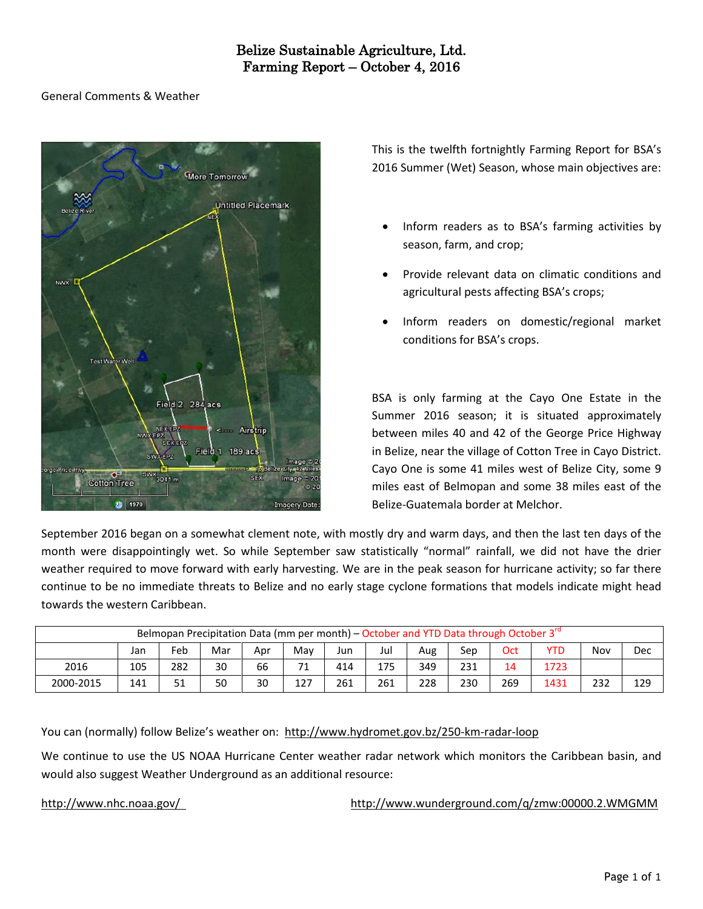# Belize Sustainable Agriculture, Ltd.
# Farming Report – October 4, 2016

General Comments & Weather

This is the twelfth fortnightly Farming Report for BSA's 2016 Summer (Wet) Season, whose main objectives are:

- Inform readers as to BSA's farming activities by season, farm, and crop;
- Provide relevant data on climatic conditions and agricultural pests affecting BSA's crops;
- Inform readers on domestic/regional market conditions for BSA's crops.

BSA is only farming at the Cayo One Estate in the Summer 2016 season; it is situated approximately between miles 40 and 42 of the George Price Highway in Belize, near the village of Cotton Tree in Cayo District. Cayo One is some 41 miles west of Belize City, some 9 miles east of Belmopan and some 38 miles east of the Belize-Guatemala border at Melchor.

September 2016 began on a somewhat clement note, with mostly dry and warm days, and then the last ten days of the month were disappointingly wet. So while September saw statistically "normal" rainfall, we did not have the drier weather required to move forward with early harvesting. We are in the peak season for hurricane activity; so far there continue to be no immediate threats to Belize and no early stage cyclone formations that models indicate might head towards the western Caribbean.

| Belmopan Precipitation Data (mm per month) – October and YTD Data through October 3rd | | | | | | | | | | | | | |
|---|---|---|---|---|---|---|---|---|---|---|---|---|---|
| | Jan | Feb | Mar | Apr | May | Jun | Jul | Aug | Sep | Oct | YTD | Nov | Dec |
| 2016 | 105 | 282 | 30 | 66 | 71 | 414 | 175 | 349 | 231 | 14 | 1723 | | |
| 2000-2015 | 141 | 51 | 50 | 30 | 127 | 261 | 261 | 228 | 230 | 269 | 1431 | 232 | 129 |

You can (normally) follow Belize's weather on: http://www.hydromet.gov.bz/250-km-radar-loop

We continue to use the US NOAA Hurricane Center weather radar network which monitors the Caribbean basin, and would also suggest Weather Underground as an additional resource:

http://www.nhc.noaa.gov/ http://www.wunderground.com/q/zmw:00000.2.WMGMM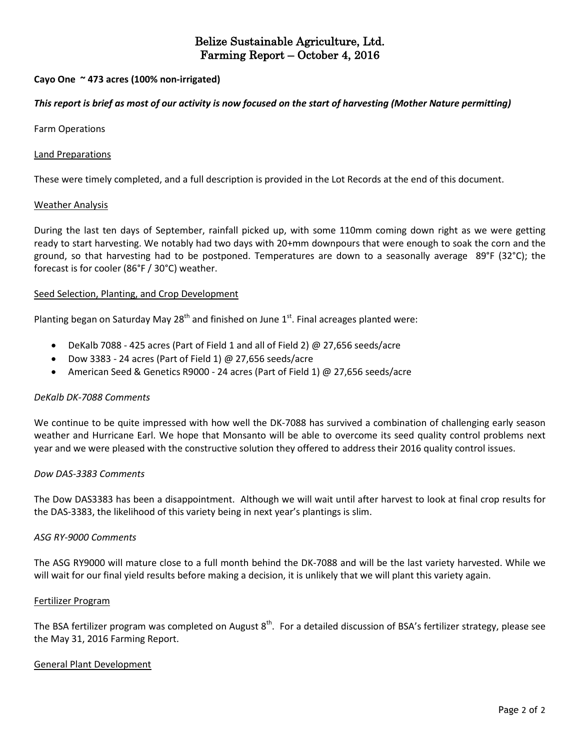# Belize Sustainable Agriculture, Ltd.
# Farming Report – October 4, 2016

**Cayo One ~ 473 acres (100% non-irrigated)**

***This report is brief as most of our activity is now focused on the start of harvesting (Mother Nature permitting)***

Farm Operations

Land Preparations

These were timely completed, and a full description is provided in the Lot Records at the end of this document.

Weather Analysis

During the last ten days of September, rainfall picked up, with some 110mm coming down right as we were getting ready to start harvesting. We notably had two days with 20+mm downpours that were enough to soak the corn and the ground, so that harvesting had to be postponed. Temperatures are down to a seasonally average 89°F (32°C); the forecast is for cooler (86°F / 30°C) weather.

Seed Selection, Planting, and Crop Development

Planting began on Saturday May 28th and finished on June 1st. Final acreages planted were:

- DeKalb 7088 - 425 acres (Part of Field 1 and all of Field 2) @ 27,656 seeds/acre
- Dow 3383 - 24 acres (Part of Field 1) @ 27,656 seeds/acre
- American Seed & Genetics R9000 - 24 acres (Part of Field 1) @ 27,656 seeds/acre

*DeKalb DK-7088 Comments*

We continue to be quite impressed with how well the DK-7088 has survived a combination of challenging early season weather and Hurricane Earl. We hope that Monsanto will be able to overcome its seed quality control problems next year and we were pleased with the constructive solution they offered to address their 2016 quality control issues.

*Dow DAS-3383 Comments*

The Dow DAS3383 has been a disappointment. Although we will wait until after harvest to look at final crop results for the DAS-3383, the likelihood of this variety being in next year's plantings is slim.

*ASG RY-9000 Comments*

The ASG RY9000 will mature close to a full month behind the DK-7088 and will be the last variety harvested. While we will wait for our final yield results before making a decision, it is unlikely that we will plant this variety again.

Fertilizer Program

The BSA fertilizer program was completed on August 8th. For a detailed discussion of BSA's fertilizer strategy, please see the May 31, 2016 Farming Report.

General Plant Development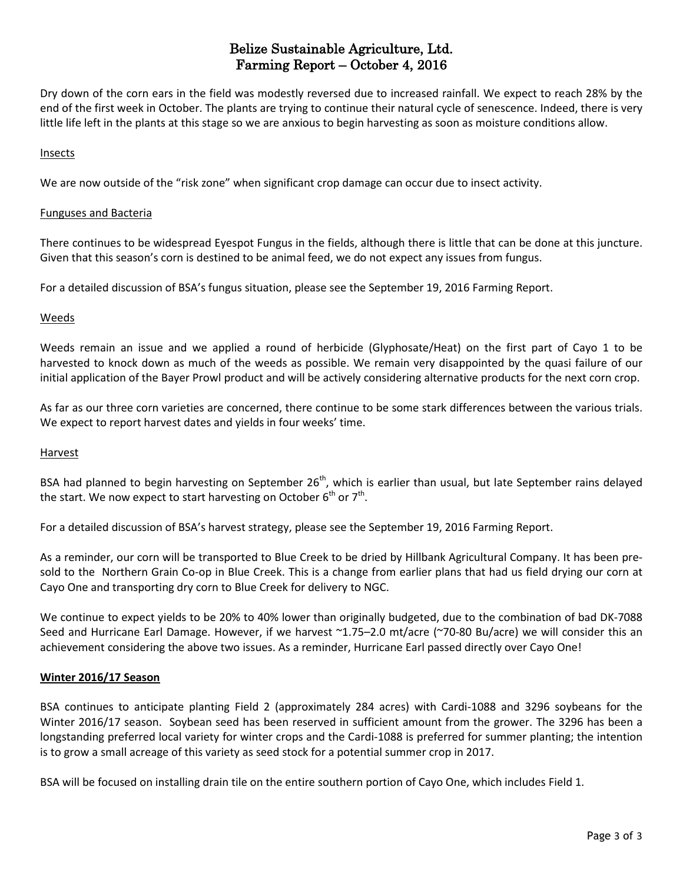# Belize Sustainable Agriculture, Ltd.
# Farming Report – October 4, 2016

Dry down of the corn ears in the field was modestly reversed due to increased rainfall. We expect to reach 28% by the end of the first week in October. The plants are trying to continue their natural cycle of senescence. Indeed, there is very little life left in the plants at this stage so we are anxious to begin harvesting as soon as moisture conditions allow.

## Insects

We are now outside of the "risk zone" when significant crop damage can occur due to insect activity.

## Funguses and Bacteria

There continues to be widespread Eyespot Fungus in the fields, although there is little that can be done at this juncture. Given that this season's corn is destined to be animal feed, we do not expect any issues from fungus.

For a detailed discussion of BSA's fungus situation, please see the September 19, 2016 Farming Report.

## Weeds

Weeds remain an issue and we applied a round of herbicide (Glyphosate/Heat) on the first part of Cayo 1 to be harvested to knock down as much of the weeds as possible. We remain very disappointed by the quasi failure of our initial application of the Bayer Prowl product and will be actively considering alternative products for the next corn crop.

As far as our three corn varieties are concerned, there continue to be some stark differences between the various trials. We expect to report harvest dates and yields in four weeks' time.

## Harvest

BSA had planned to begin harvesting on September 26th, which is earlier than usual, but late September rains delayed the start. We now expect to start harvesting on October 6th or 7th.

For a detailed discussion of BSA's harvest strategy, please see the September 19, 2016 Farming Report.

As a reminder, our corn will be transported to Blue Creek to be dried by Hillbank Agricultural Company. It has been pre-sold to the Northern Grain Co-op in Blue Creek. This is a change from earlier plans that had us field drying our corn at Cayo One and transporting dry corn to Blue Creek for delivery to NGC.

We continue to expect yields to be 20% to 40% lower than originally budgeted, due to the combination of bad DK-7088 Seed and Hurricane Earl Damage. However, if we harvest ~1.75–2.0 mt/acre (~70-80 Bu/acre) we will consider this an achievement considering the above two issues. As a reminder, Hurricane Earl passed directly over Cayo One!

## **Winter 2016/17 Season**

BSA continues to anticipate planting Field 2 (approximately 284 acres) with Cardi-1088 and 3296 soybeans for the Winter 2016/17 season. Soybean seed has been reserved in sufficient amount from the grower. The 3296 has been a longstanding preferred local variety for winter crops and the Cardi-1088 is preferred for summer planting; the intention is to grow a small acreage of this variety as seed stock for a potential summer crop in 2017.

BSA will be focused on installing drain tile on the entire southern portion of Cayo One, which includes Field 1.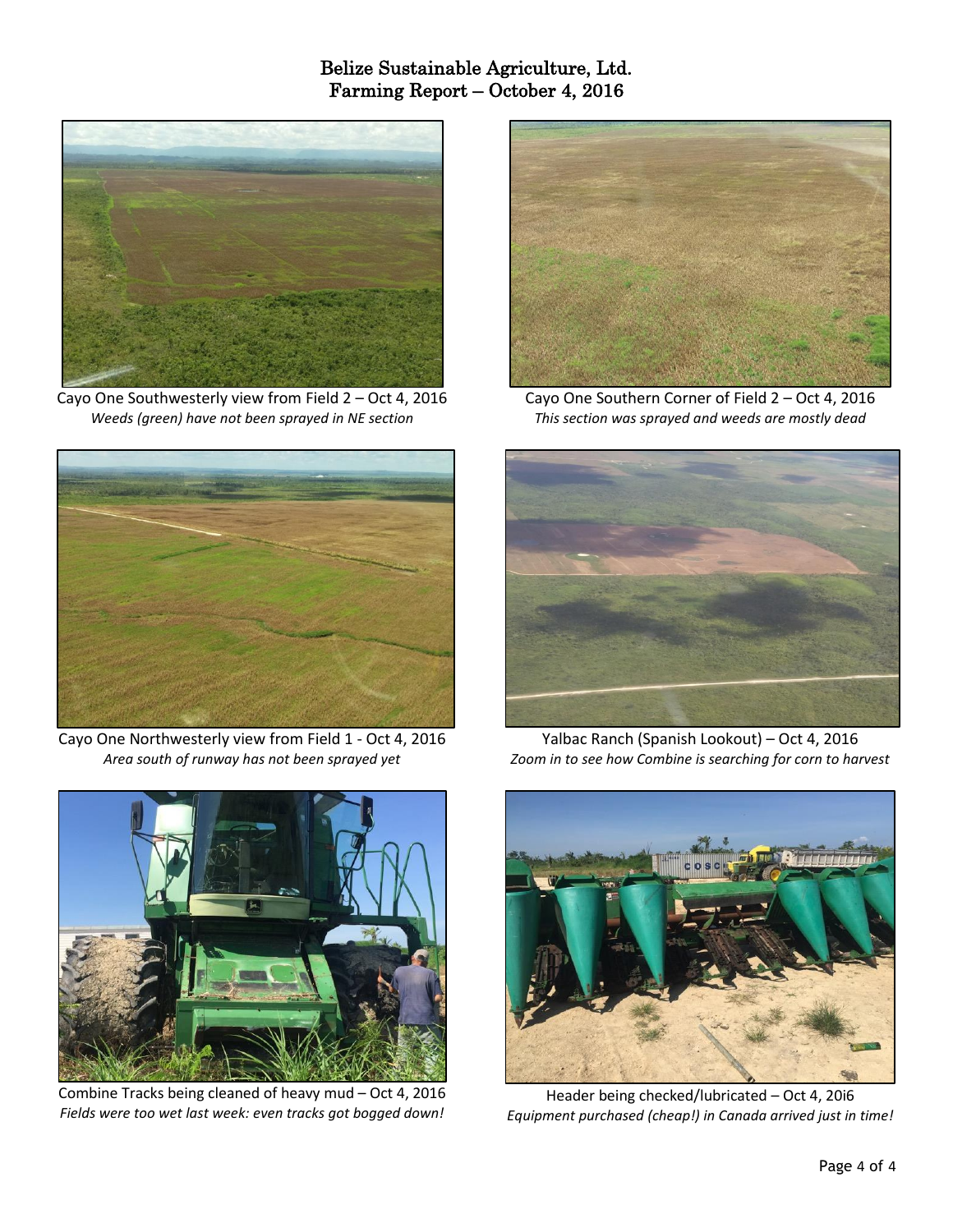# Belize Sustainable Agriculture, Ltd.
## Farming Report – October 4, 2016

Cayo One Southwesterly view from Field 2 – Oct 4, 2016
*Weeds (green) have not been sprayed in NE section*

Cayo One Southern Corner of Field 2 – Oct 4, 2016
*This section was sprayed and weeds are mostly dead*

Cayo One Northwesterly view from Field 1 - Oct 4, 2016
*Area south of runway has not been sprayed yet*

Yalbac Ranch (Spanish Lookout) – Oct 4, 2016
*Zoom in to see how Combine is searching for corn to harvest*

Combine Tracks being cleaned of heavy mud – Oct 4, 2016
*Fields were too wet last week: even tracks got bogged down!*

Header being checked/lubricated – Oct 4, 20i6
*Equipment purchased (cheap!) in Canada arrived just in time!*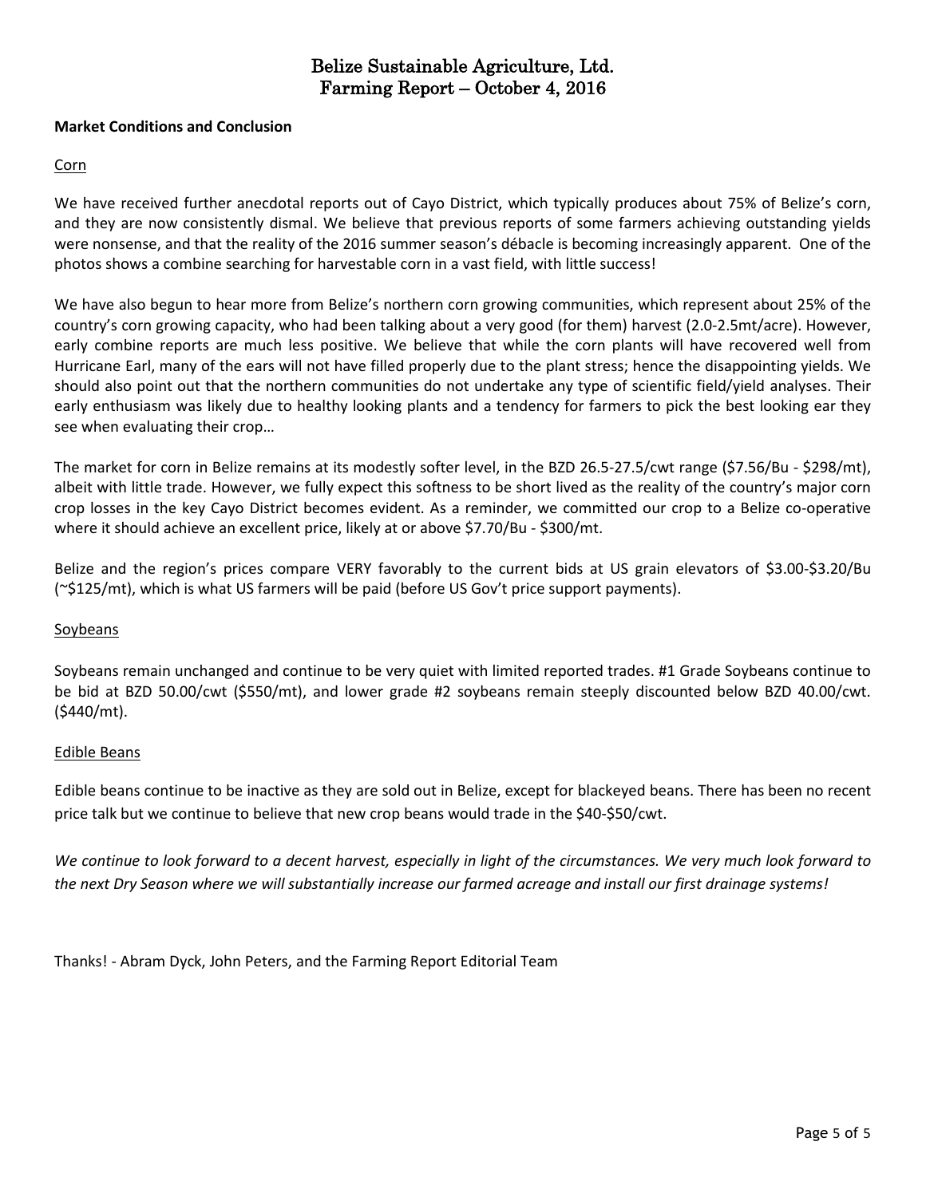# Belize Sustainable Agriculture, Ltd.
# Farming Report – October 4, 2016

**Market Conditions and Conclusion**

Corn

We have received further anecdotal reports out of Cayo District, which typically produces about 75% of Belize's corn, and they are now consistently dismal. We believe that previous reports of some farmers achieving outstanding yields were nonsense, and that the reality of the 2016 summer season's débacle is becoming increasingly apparent. One of the photos shows a combine searching for harvestable corn in a vast field, with little success!

We have also begun to hear more from Belize's northern corn growing communities, which represent about 25% of the country's corn growing capacity, who had been talking about a very good (for them) harvest (2.0-2.5mt/acre). However, early combine reports are much less positive. We believe that while the corn plants will have recovered well from Hurricane Earl, many of the ears will not have filled properly due to the plant stress; hence the disappointing yields. We should also point out that the northern communities do not undertake any type of scientific field/yield analyses. Their early enthusiasm was likely due to healthy looking plants and a tendency for farmers to pick the best looking ear they see when evaluating their crop…

The market for corn in Belize remains at its modestly softer level, in the BZD 26.5-27.5/cwt range ($7.56/Bu - $298/mt), albeit with little trade. However, we fully expect this softness to be short lived as the reality of the country's major corn crop losses in the key Cayo District becomes evident. As a reminder, we committed our crop to a Belize co-operative where it should achieve an excellent price, likely at or above $7.70/Bu - $300/mt.

Belize and the region's prices compare VERY favorably to the current bids at US grain elevators of $3.00-$3.20/Bu (~$125/mt), which is what US farmers will be paid (before US Gov't price support payments).

Soybeans

Soybeans remain unchanged and continue to be very quiet with limited reported trades. #1 Grade Soybeans continue to be bid at BZD 50.00/cwt ($550/mt), and lower grade #2 soybeans remain steeply discounted below BZD 40.00/cwt. ($440/mt).

Edible Beans

Edible beans continue to be inactive as they are sold out in Belize, except for blackeyed beans. There has been no recent price talk but we continue to believe that new crop beans would trade in the $40-$50/cwt.

*We continue to look forward to a decent harvest, especially in light of the circumstances. We very much look forward to the next Dry Season where we will substantially increase our farmed acreage and install our first drainage systems!*

Thanks! - Abram Dyck, John Peters, and the Farming Report Editorial Team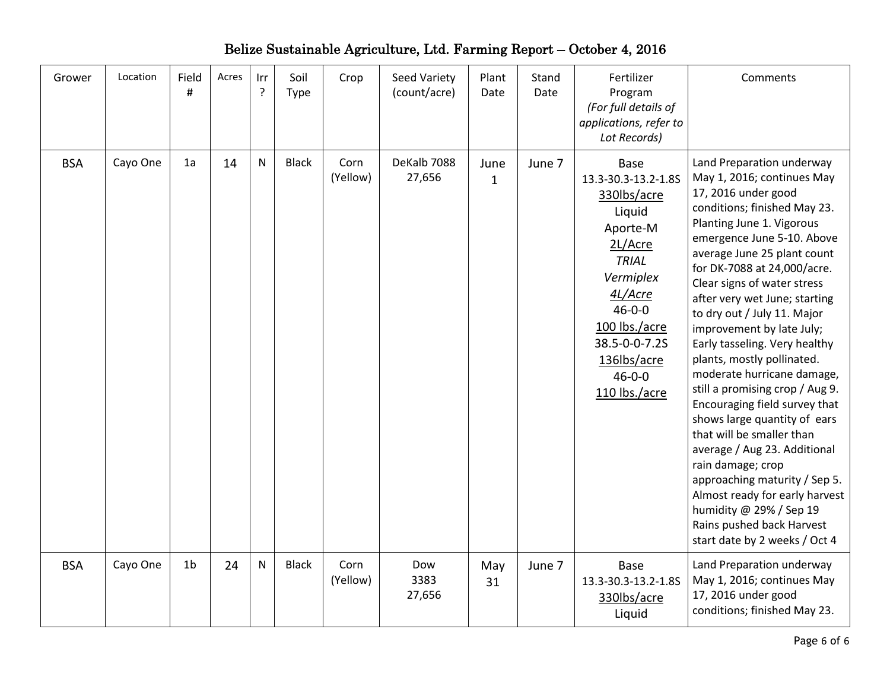# Belize Sustainable Agriculture, Ltd. Farming Report – October 4, 2016

| Grower | Location | Field # | Acres | Irr ? | Soil Type | Crop | Seed Variety (count/acre) | Plant Date | Stand Date | Fertilizer Program *(For full details of applications, refer to Lot Records)* | Comments |
|---|---|---|---|---|---|---|---|---|---|---|---|
| BSA | Cayo One | 1a | 14 | N | Black | Corn (Yellow) | DeKalb 7088 27,656 | June 1 | June 7 | Base 13.3-30.3-13.2-1.8S <u>330lbs/acre</u> Liquid Aporte-M <u>2L/Acre</u> *TRIAL* *Vermiplex* <u>*4L/Acre*</u> 46-0-0 <u>100 lbs./acre</u> 38.5-0-0-7.2S <u>136lbs/acre</u> 46-0-0 <u>110 lbs./acre</u> | Land Preparation underway May 1, 2016; continues May 17, 2016 under good conditions; finished May 23. Planting June 1. Vigorous emergence June 5-10. Above average June 25 plant count for DK-7088 at 24,000/acre. Clear signs of water stress after very wet June; starting to dry out / July 11. Major improvement by late July; Early tasseling. Very healthy plants, mostly pollinated. moderate hurricane damage, still a promising crop / Aug 9. Encouraging field survey that shows large quantity of ears that will be smaller than average / Aug 23. Additional rain damage; crop approaching maturity / Sep 5. Almost ready for early harvest humidity @ 29% / Sep 19 Rains pushed back Harvest start date by 2 weeks / Oct 4 |
| BSA | Cayo One | 1b | 24 | N | Black | Corn (Yellow) | Dow 3383 27,656 | May 31 | June 7 | Base 13.3-30.3-13.2-1.8S <u>330lbs/acre</u> Liquid | Land Preparation underway May 1, 2016; continues May 17, 2016 under good conditions; finished May 23. |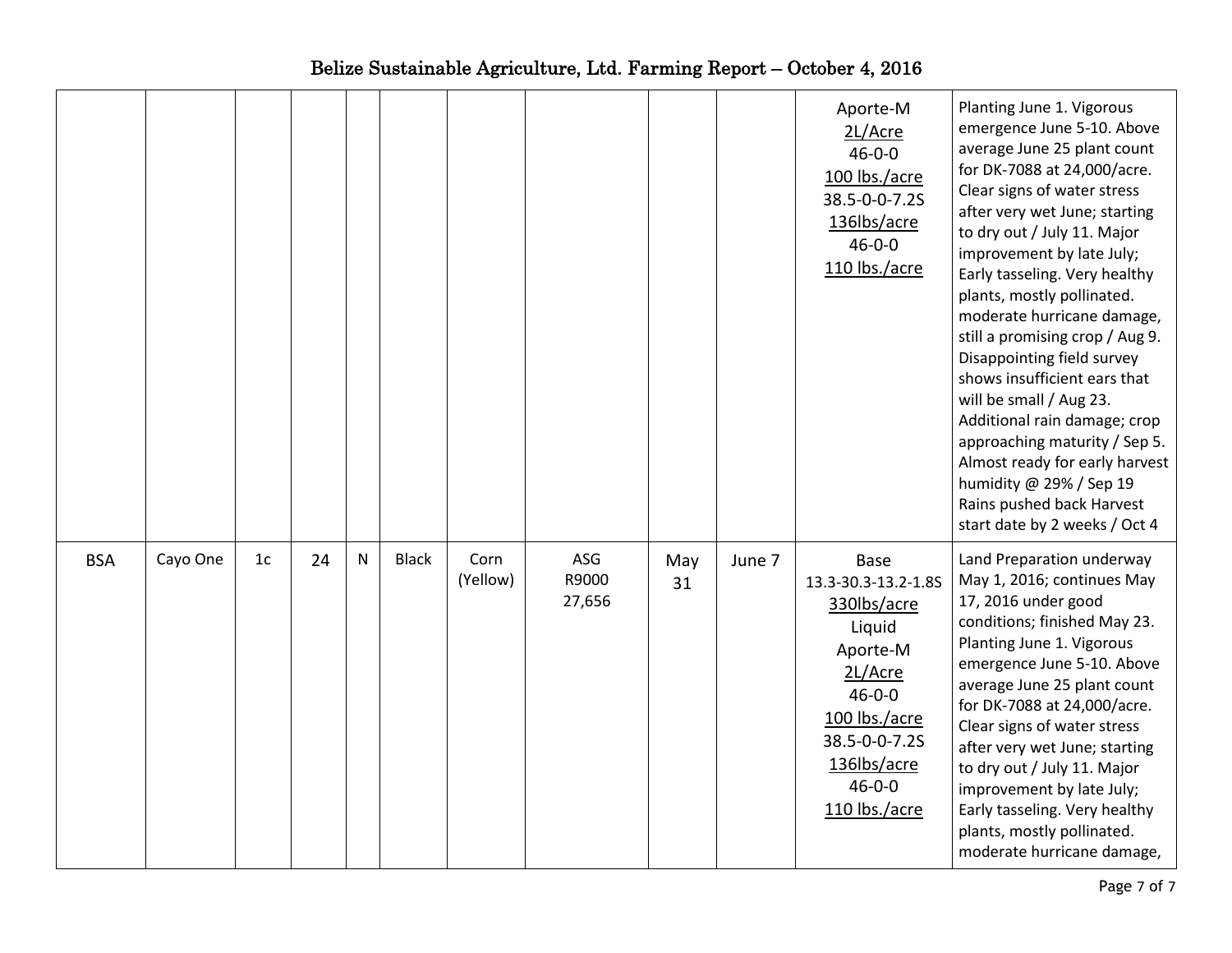| | | | | | | | | | | Aporte-M<br>2L/Acre<br>46-0-0<br>100 lbs./acre<br>38.5-0-0-7.2S<br>136lbs/acre<br>46-0-0<br>110 lbs./acre | Planting June 1. Vigorous emergence June 5-10. Above average June 25 plant count for DK-7088 at 24,000/acre. Clear signs of water stress after very wet June; starting to dry out / July 11. Major improvement by late July; Early tasseling. Very healthy plants, mostly pollinated. moderate hurricane damage, still a promising crop / Aug 9. Disappointing field survey shows insufficient ears that will be small / Aug 23. Additional rain damage; crop approaching maturity / Sep 5. Almost ready for early harvest humidity @ 29% / Sep 19 Rains pushed back Harvest start date by 2 weeks / Oct 4 |
|---|---|---|---|---|---|---|---|---|---|---|---|
| BSA | Cayo One | 1c | 24 | N | Black | Corn (Yellow) | ASG R9000 27,656 | May 31 | June 7 | Base<br>13.3-30.3-13.2-1.8S<br>330lbs/acre<br>Liquid<br>Aporte-M<br>2L/Acre<br>46-0-0<br>100 lbs./acre<br>38.5-0-0-7.2S<br>136lbs/acre<br>46-0-0<br>110 lbs./acre | Land Preparation underway May 1, 2016; continues May 17, 2016 under good conditions; finished May 23. Planting June 1. Vigorous emergence June 5-10. Above average June 25 plant count for DK-7088 at 24,000/acre. Clear signs of water stress after very wet June; starting to dry out / July 11. Major improvement by late July; Early tasseling. Very healthy plants, mostly pollinated. moderate hurricane damage, |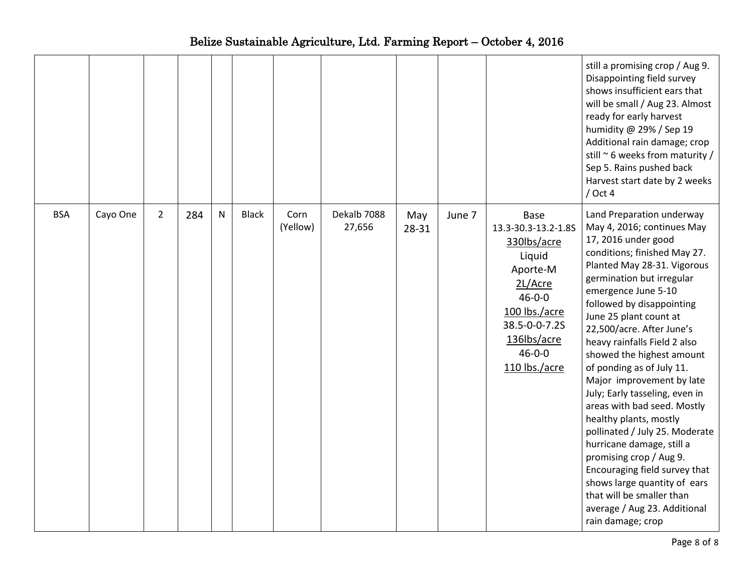|  |  |  |  |  |  |  |  |  |  |  |  |
|---|---|---|---|---|---|---|---|---|---|---|---|
|  |  |  |  |  |  |  |  |  |  |  | still a promising crop / Aug 9. Disappointing field survey shows insufficient ears that will be small / Aug 23. Almost ready for early harvest humidity @ 29% / Sep 19 Additional rain damage; crop still ~ 6 weeks from maturity / Sep 5. Rains pushed back Harvest start date by 2 weeks / Oct 4 |
| BSA | Cayo One | 2 | 284 | N | Black | Corn (Yellow) | Dekalb 7088 27,656 | May 28-31 | June 7 | Base 13.3-30.3-13.2-1.8S 330lbs/acre Liquid Aporte-M 2L/Acre 46-0-0 100 lbs./acre 38.5-0-0-7.2S 136lbs/acre 46-0-0 110 lbs./acre | Land Preparation underway May 4, 2016; continues May 17, 2016 under good conditions; finished May 27. Planted May 28-31. Vigorous germination but irregular emergence June 5-10 followed by disappointing June 25 plant count at 22,500/acre. After June's heavy rainfalls Field 2 also showed the highest amount of ponding as of July 11. Major improvement by late July; Early tasseling, even in areas with bad seed. Mostly healthy plants, mostly pollinated / July 25. Moderate hurricane damage, still a promising crop / Aug 9. Encouraging field survey that shows large quantity of ears that will be smaller than average / Aug 23. Additional rain damage; crop |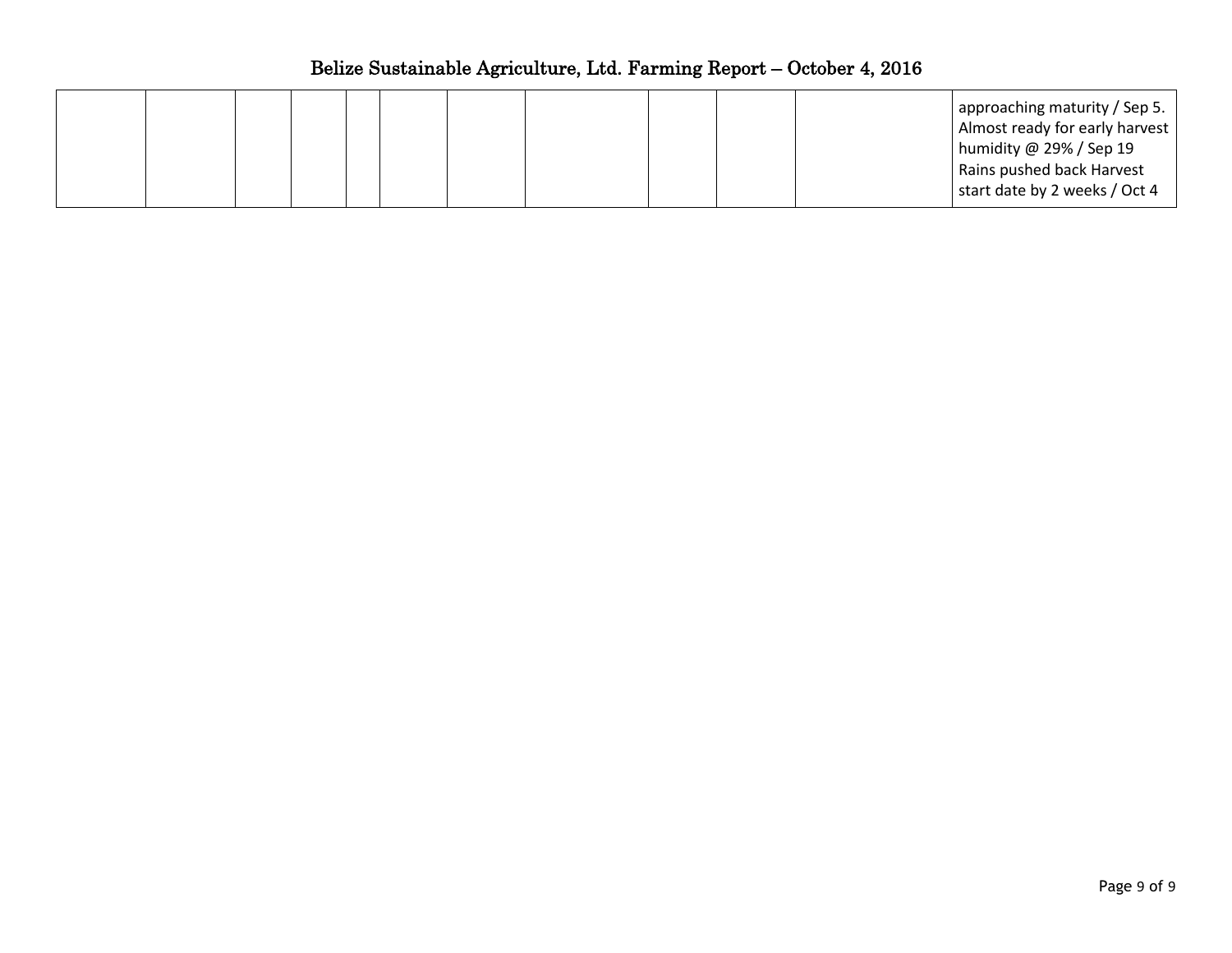|  |  |  |  |  |  |  |  |  |  |  |  |
|---|---|---|---|---|---|---|---|---|---|---|---|
|  |  |  |  |  |  |  |  |  |  |  | approaching maturity / Sep 5. Almost ready for early harvest humidity @ 29% / Sep 19 Rains pushed back Harvest start date by 2 weeks / Oct 4 |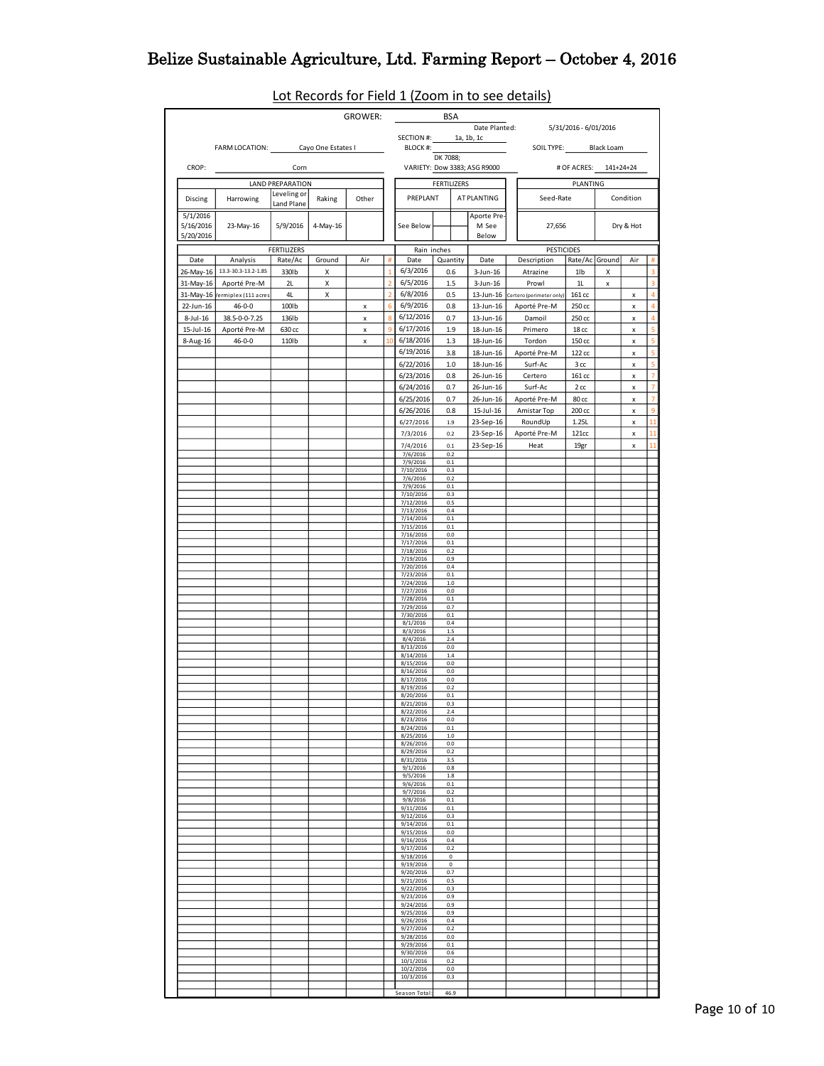# Belize Sustainable Agriculture, Ltd. Farming Report – October 4, 2016

## Lot Records for Field 1 (Zoom in to see details)

| | |
|---|---|
| GROWER: | BSA |
| FARM LOCATION: | Cayo One Estates I |
| SECTION #: | 1a, 1b, 1c |
| BLOCK #: | |
| Date Planted: | 5/31/2016 - 6/01/2016 |
| SOIL TYPE: | Black Loam |
| CROP: | Corn |
| VARIETY: | DK 7088; Dow 3383; ASG R9000 |
| # OF ACRES: | 141+24+24 |

| LAND PREPARATION | | | | | FERTILIZERS | | PLANTING | |
|---|---|---|---|---|---|---|---|---|
| Discing | Harrowing | Leveling or Land Plane | Raking | Other | PREPLANT | AT PLANTING | Seed-Rate | Condition |
| 5/1/2016<br>5/16/2016<br>5/20/2016 | 23-May-16 | 5/9/2016 | 4-May-16 | | See Below | Aporte Pre-M See Below | 27,656 | Dry & Hot |

| FERTILIZERS | | | | | | Rain inches | | PESTICIDES | | | | | |
|---|---|---|---|---|---|---|---|---|---|---|---|---|---|
| Date | Analysis | Rate/Ac | Ground | Air | # | Date | Quantity | Date | Description | Rate/Ac | Ground | Air | # |
| 26-May-16 | 13.3-30.3-13.2-1.8S | 330lb | X | | 1 | 6/3/2016 | 0.6 | 3-Jun-16 | Atrazine | 1lb | X | | 3 |
| 31-May-16 | Aporté Pre-M | 2L | X | | 2 | 6/5/2016 | 1.5 | 3-Jun-16 | Prowl | 1L | x | | 3 |
| 31-May-16 | Fermiplex (111 acres) | 4L | X | | 2 | 6/8/2016 | 0.5 | 13-Jun-16 | Certero (perimeter only) | 161 cc | | x | 4 |
| 22-Jun-16 | 46-0-0 | 100lb | | x | 6 | 6/9/2016 | 0.8 | 13-Jun-16 | Aporté Pre-M | 250 cc | | x | 4 |
| 8-Jul-16 | 38.5-0-0-7.2S | 136lb | | x | 8 | 6/12/2016 | 0.7 | 13-Jun-16 | Damoil | 250 cc | | x | 4 |
| 15-Jul-16 | Aporté Pre-M | 630 cc | | x | 9 | 6/17/2016 | 1.9 | 18-Jun-16 | Primero | 18 cc | | x | 5 |
| 8-Aug-16 | 46-0-0 | 110lb | | x | 10 | 6/18/2016 | 1.3 | 18-Jun-16 | Tordon | 150 cc | | x | 5 |
| | | | | | | 6/19/2016 | 3.8 | 18-Jun-16 | Aporté Pre-M | 122 cc | | x | 5 |
| | | | | | | 6/22/2016 | 1.0 | 18-Jun-16 | Surf-Ac | 3 cc | | x | 5 |
| | | | | | | 6/23/2016 | 0.8 | 26-Jun-16 | Certero | 161 cc | | x | 7 |
| | | | | | | 6/24/2016 | 0.7 | 26-Jun-16 | Surf-Ac | 2 cc | | x | 7 |
| | | | | | | 6/25/2016 | 0.7 | 26-Jun-16 | Aporté Pre-M | 80 cc | | x | 7 |
| | | | | | | 6/26/2016 | 0.8 | 15-Jul-16 | Amistar Top | 200 cc | | x | 9 |
| | | | | | | 6/27/2016 | 1.9 | 23-Sep-16 | RoundUp | 1.25L | | x | 11 |
| | | | | | | 7/3/2016 | 0.2 | 23-Sep-16 | Aporté Pre-M | 121cc | | x | 11 |
| | | | | | | 7/4/2016 | 0.1 | 23-Sep-16 | Heat | 19gr | | x | 11 |
| | | | | | | 7/6/2016 | 0.2 | | | | | | |
| | | | | | | 7/9/2016 | 0.1 | | | | | | |
| | | | | | | 7/10/2016 | 0.3 | | | | | | |
| | | | | | | 7/6/2016 | 0.2 | | | | | | |
| | | | | | | 7/9/2016 | 0.1 | | | | | | |
| | | | | | | 7/10/2016 | 0.3 | | | | | | |
| | | | | | | 7/12/2016 | 0.5 | | | | | | |
| | | | | | | 7/13/2016 | 0.4 | | | | | | |
| | | | | | | 7/14/2016 | 0.1 | | | | | | |
| | | | | | | 7/15/2016 | 0.1 | | | | | | |
| | | | | | | 7/16/2016 | 0.0 | | | | | | |
| | | | | | | 7/17/2016 | 0.1 | | | | | | |
| | | | | | | 7/18/2016 | 0.2 | | | | | | |
| | | | | | | 7/19/2016 | 0.9 | | | | | | |
| | | | | | | 7/20/2016 | 0.4 | | | | | | |
| | | | | | | 7/23/2016 | 0.1 | | | | | | |
| | | | | | | 7/24/2016 | 1.0 | | | | | | |
| | | | | | | 7/27/2016 | 0.0 | | | | | | |
| | | | | | | 7/28/2016 | 0.1 | | | | | | |
| | | | | | | 7/29/2016 | 0.7 | | | | | | |
| | | | | | | 7/30/2016 | 0.1 | | | | | | |
| | | | | | | 8/1/2016 | 0.4 | | | | | | |
| | | | | | | 8/3/2016 | 1.5 | | | | | | |
| | | | | | | 8/4/2016 | 2.4 | | | | | | |
| | | | | | | 8/13/2016 | 0.0 | | | | | | |
| | | | | | | 8/14/2016 | 1.4 | | | | | | |
| | | | | | | 8/15/2016 | 0.0 | | | | | | |
| | | | | | | 8/16/2016 | 0.0 | | | | | | |
| | | | | | | 8/17/2016 | 0.0 | | | | | | |
| | | | | | | 8/19/2016 | 0.2 | | | | | | |
| | | | | | | 8/20/2016 | 0.1 | | | | | | |
| | | | | | | 8/21/2016 | 0.3 | | | | | | |
| | | | | | | 8/22/2016 | 2.4 | | | | | | |
| | | | | | | 8/23/2016 | 0.0 | | | | | | |
| | | | | | | 8/24/2016 | 0.1 | | | | | | |
| | | | | | | 8/25/2016 | 1.0 | | | | | | |
| | | | | | | 8/26/2016 | 0.0 | | | | | | |
| | | | | | | 8/29/2016 | 0.2 | | | | | | |
| | | | | | | 8/31/2016 | 3.5 | | | | | | |
| | | | | | | 9/1/2016 | 0.8 | | | | | | |
| | | | | | | 9/5/2016 | 1.8 | | | | | | |
| | | | | | | 9/6/2016 | 0.1 | | | | | | |
| | | | | | | 9/7/2016 | 0.2 | | | | | | |
| | | | | | | 9/8/2016 | 0.1 | | | | | | |
| | | | | | | 9/11/2016 | 0.1 | | | | | | |
| | | | | | | 9/12/2016 | 0.3 | | | | | | |
| | | | | | | 9/14/2016 | 0.1 | | | | | | |
| | | | | | | 9/15/2016 | 0.0 | | | | | | |
| | | | | | | 9/16/2016 | 0.4 | | | | | | |
| | | | | | | 9/17/2016 | 0.2 | | | | | | |
| | | | | | | 9/18/2016 | 0 | | | | | | |
| | | | | | | 9/19/2016 | 0 | | | | | | |
| | | | | | | 9/20/2016 | 0.7 | | | | | | |
| | | | | | | 9/21/2016 | 0.5 | | | | | | |
| | | | | | | 9/22/2016 | 0.3 | | | | | | |
| | | | | | | 9/23/2016 | 0.9 | | | | | | |
| | | | | | | 9/24/2016 | 0.9 | | | | | | |
| | | | | | | 9/25/2016 | 0.9 | | | | | | |
| | | | | | | 9/26/2016 | 0.4 | | | | | | |
| | | | | | | 9/27/2016 | 0.2 | | | | | | |
| | | | | | | 9/28/2016 | 0.0 | | | | | | |
| | | | | | | 9/29/2016 | 0.1 | | | | | | |
| | | | | | | 9/30/2016 | 0.6 | | | | | | |
| | | | | | | 10/1/2016 | 0.2 | | | | | | |
| | | | | | | 10/2/2016 | 0.0 | | | | | | |
| | | | | | | 10/3/2016 | 0.3 | | | | | | |
| | | | | | | Season Total: | 46.9 | | | | | | |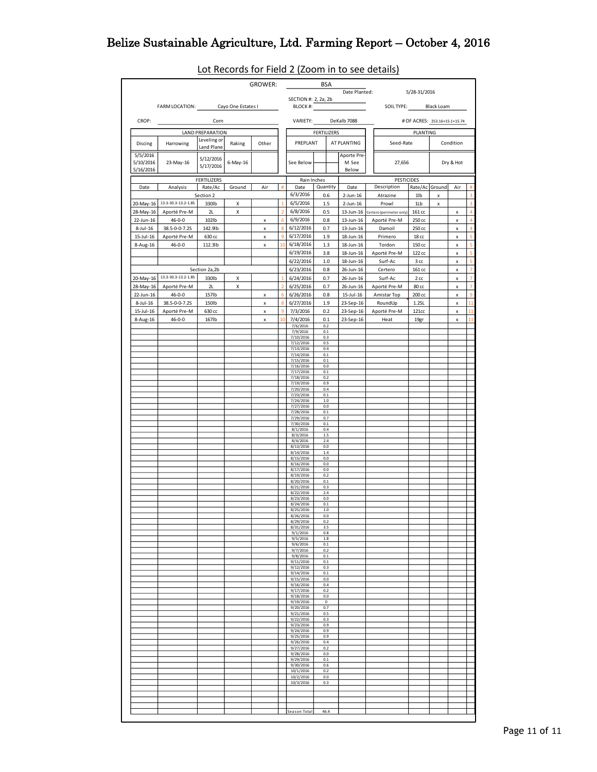# Belize Sustainable Agriculture, Ltd. Farming Report – October 4, 2016

## Lot Records for Field 2 (Zoom in to see details)

GROWER: BSA

Date Planted: 5/28-31/2016

FARM LOCATION: Cayo One Estates I

SECTION #: 2, 2a, 2b

BLOCK #:

SOIL TYPE: Black Loam

CROP: Corn

VARIETY: DeKalb 7088

# OF ACRES: 253.16+15.1+15.74

| LAND PREPARATION | | | | | FERTILIZERS | | PLANTING | |
|---|---|---|---|---|---|---|---|---|
| Discing | Harrowing | Leveling or Land Plane | Raking | Other | PREPLANT | AT PLANTING | Seed-Rate | Condition |
| 5/5/2016 5/10/2016 5/16/2016 | 23-May-16 | 5/12/2016 5/17/2016 | 6-May-16 | | See Below | Aporte Pre-M See Below | 27,656 | Dry & Hot |

| FERTILIZERS | | | | | | Rain Inches | | PESTICIDES | | | | | | |
|---|---|---|---|---|---|---|---|---|---|---|---|---|---|---|
| Date | Analysis | Rate/Ac | Ground | Air | # | Date | Quantity | Date | Description | Rate/Ac | Ground | Air | # |
| | | Section 2 | | | | 6/3/2016 | 0.6 | 2-Jun-16 | Atrazine | 1lb | x | | 3 |
| 20-May-16 | 13.3-30.3-13.2-1.8S | 330lb | X | | 1 | 6/5/2016 | 1.5 | 2-Jun-16 | Prowl | 1Lb | x | | 3 |
| 28-May-16 | Aporté Pre-M | 2L | X | | 2 | 6/8/2016 | 0.5 | 13-Jun-16 | Certero (perimeter only) | 161 cc | | x | 4 |
| 22-Jun-16 | 46-0-0 | 102lb | | x | 6 | 6/9/2016 | 0.8 | 13-Jun-16 | Aporté Pre-M | 250 cc | | x | 4 |
| 8-Jul-16 | 38.5-0-0-7.2S | 142.9lb | | x | 8 | 6/12/2016 | 0.7 | 13-Jun-16 | Damoil | 250 cc | | x | 4 |
| 15-Jul-16 | Aporté Pre-M | 630 cc | | x | 9 | 6/17/2016 | 1.9 | 18-Jun-16 | Primero | 18 cc | | x | 5 |
| 8-Aug-16 | 46-0-0 | 112.3lb | | x | 10 | 6/18/2016 | 1.3 | 18-Jun-16 | Tordon | 150 cc | | x | 5 |
| | | | | | | 6/19/2016 | 3.8 | 18-Jun-16 | Aporté Pre-M | 122 cc | | x | 5 |
| | | | | | | 6/22/2016 | 1.0 | 18-Jun-16 | Surf-Ac | 3 cc | | x | 5 |
| | | Section 2a,2b | | | | 6/23/2016 | 0.8 | 26-Jun-16 | Certero | 161 cc | | x | 7 |
| 20-May-16 | 13.3-30.3-13.2-1.8S | 330lb | X | | 1 | 6/24/2016 | 0.7 | 26-Jun-16 | Surf-Ac | 2 cc | | x | 7 |
| 28-May-16 | Aporté Pre-M | 2L | X | | 2 | 6/25/2016 | 0.7 | 26-Jun-16 | Aporté Pre-M | 80 cc | | x | 7 |
| 22-Jun-16 | 46-0-0 | 157lb | | x | 6 | 6/26/2016 | 0.8 | 15-Jul-16 | Amistar Top | 200 cc | | x | 9 |
| 8-Jul-16 | 38.5-0-0-7.2S | 150lb | | x | 8 | 6/27/2016 | 1.9 | 23-Sep-16 | RoundUp | 1.25L | | x | 11 |
| 15-Jul-16 | Aporté Pre-M | 630 cc | | x | 9 | 7/3/2016 | 0.2 | 23-Sep-16 | Aporté Pre-M | 121cc | | x | 11 |
| 8-Aug-16 | 46-0-0 | 167lb | | x | 10 | 7/4/2016 | 0.1 | 23-Sep-16 | Heat | 19gr | | x | 11 |
| | | | | | | 7/6/2016 | 0.2 | | | | | | |
| | | | | | | 7/9/2016 | 0.1 | | | | | | |
| | | | | | | 7/10/2016 | 0.3 | | | | | | |
| | | | | | | 7/12/2016 | 0.5 | | | | | | |
| | | | | | | 7/13/2016 | 0.4 | | | | | | |
| | | | | | | 7/14/2016 | 0.1 | | | | | | |
| | | | | | | 7/15/2016 | 0.1 | | | | | | |
| | | | | | | 7/16/2016 | 0.0 | | | | | | |
| | | | | | | 7/17/2016 | 0.1 | | | | | | |
| | | | | | | 7/18/2016 | 0.2 | | | | | | |
| | | | | | | 7/19/2016 | 0.9 | | | | | | |
| | | | | | | 7/20/2016 | 0.4 | | | | | | |
| | | | | | | 7/23/2016 | 0.1 | | | | | | |
| | | | | | | 7/24/2016 | 1.0 | | | | | | |
| | | | | | | 7/27/2016 | 0.0 | | | | | | |
| | | | | | | 7/28/2016 | 0.1 | | | | | | |
| | | | | | | 7/29/2016 | 0.7 | | | | | | |
| | | | | | | 7/30/2016 | 0.1 | | | | | | |
| | | | | | | 8/1/2016 | 0.4 | | | | | | |
| | | | | | | 8/3/2016 | 1.5 | | | | | | |
| | | | | | | 8/4/2016 | 2.4 | | | | | | |
| | | | | | | 8/13/2016 | 0.0 | | | | | | |
| | | | | | | 8/14/2016 | 1.4 | | | | | | |
| | | | | | | 8/15/2016 | 0.0 | | | | | | |
| | | | | | | 8/16/2016 | 0.0 | | | | | | |
| | | | | | | 8/17/2016 | 0.0 | | | | | | |
| | | | | | | 8/19/2016 | 0.2 | | | | | | |
| | | | | | | 8/20/2016 | 0.1 | | | | | | |
| | | | | | | 8/21/2016 | 0.3 | | | | | | |
| | | | | | | 8/22/2016 | 2.4 | | | | | | |
| | | | | | | 8/23/2016 | 0.0 | | | | | | |
| | | | | | | 8/24/2016 | 0.1 | | | | | | |
| | | | | | | 8/25/2016 | 1.0 | | | | | | |
| | | | | | | 8/26/2016 | 0.0 | | | | | | |
| | | | | | | 8/29/2016 | 0.2 | | | | | | |
| | | | | | | 8/31/2016 | 3.5 | | | | | | |
| | | | | | | 9/1/2016 | 0.8 | | | | | | |
| | | | | | | 9/5/2016 | 1.8 | | | | | | |
| | | | | | | 9/6/2016 | 0.1 | | | | | | |
| | | | | | | 9/7/2016 | 0.2 | | | | | | |
| | | | | | | 9/8/2016 | 0.1 | | | | | | |
| | | | | | | 9/11/2016 | 0.1 | | | | | | |
| | | | | | | 9/12/2016 | 0.3 | | | | | | |
| | | | | | | 9/14/2016 | 0.1 | | | | | | |
| | | | | | | 9/15/2016 | 0.0 | | | | | | |
| | | | | | | 9/16/2016 | 0.4 | | | | | | |
| | | | | | | 9/17/2016 | 0.2 | | | | | | |
| | | | | | | 9/18/2016 | 0.0 | | | | | | |
| | | | | | | 9/19/2016 | 0 | | | | | | |
| | | | | | | 9/20/2016 | 0.7 | | | | | | |
| | | | | | | 9/21/2016 | 0.5 | | | | | | |
| | | | | | | 9/22/2016 | 0.3 | | | | | | |
| | | | | | | 9/23/2016 | 0.9 | | | | | | |
| | | | | | | 9/24/2016 | 0.9 | | | | | | |
| | | | | | | 9/25/2016 | 0.9 | | | | | | |
| | | | | | | 9/26/2016 | 0.4 | | | | | | |
| | | | | | | 9/27/2016 | 0.2 | | | | | | |
| | | | | | | 9/28/2016 | 0.0 | | | | | | |
| | | | | | | 9/29/2016 | 0.1 | | | | | | |
| | | | | | | 9/30/2016 | 0.6 | | | | | | |
| | | | | | | 10/1/2016 | 0.2 | | | | | | |
| | | | | | | 10/2/2016 | 0.0 | | | | | | |
| | | | | | | 10/3/2016 | 0.3 | | | | | | |
| | | | | | | Season Total | 46.4 | | | | | | |